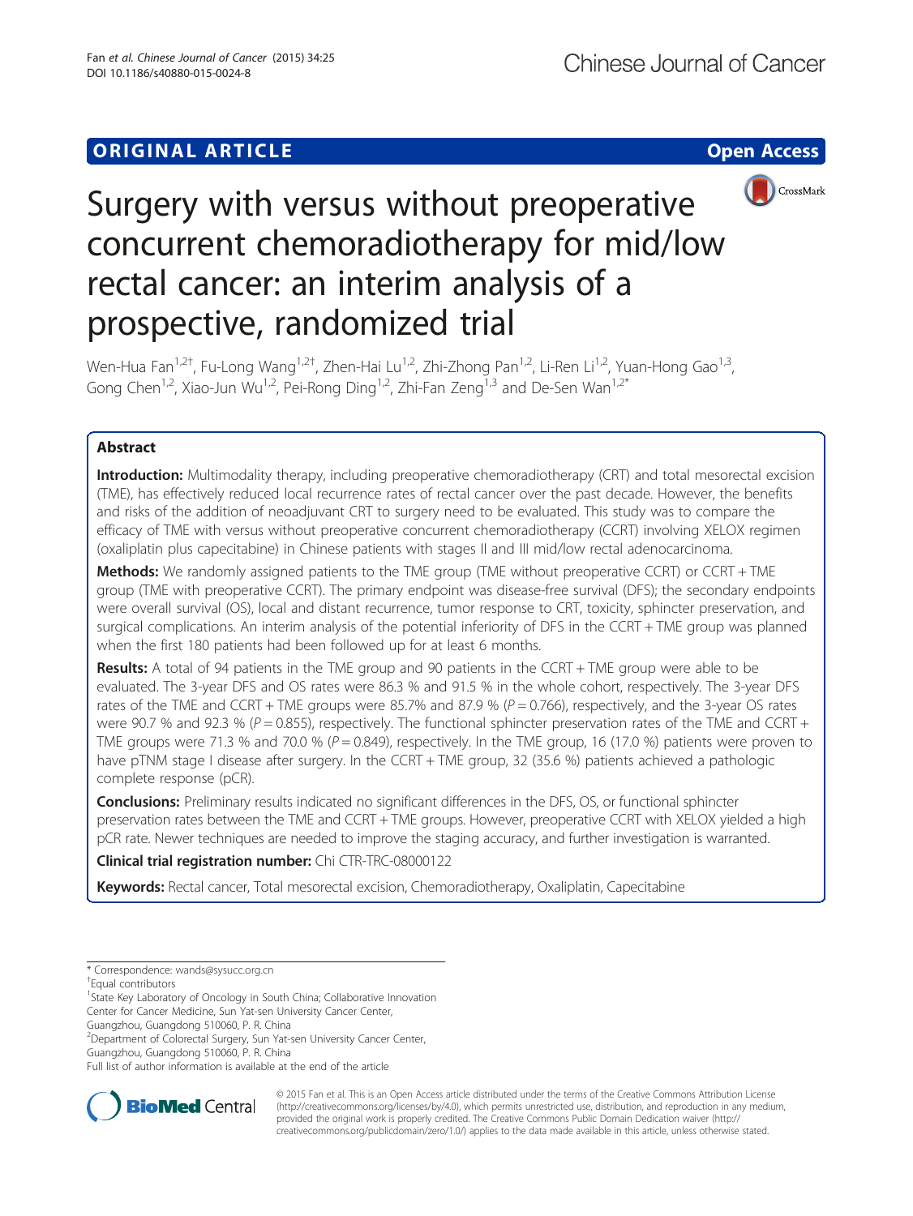# ORIGINAL ARTICLE

Open Access

# Surgery with versus without preoperative concurrent chemoradiotherapy for mid/low rectal cancer: an interim analysis of a prospective, randomized trial

Wen-Hua Fan[1,2†], Fu-Long Wang[1,2†], Zhen-Hai Lu[1,2], Zhi-Zhong Pan[1,2], Li-Ren Li[1,2], Yuan-Hong Gao[1,3], Gong Chen[1,2], Xiao-Jun Wu[1,2], Pei-Rong Ding[1,2], Zhi-Fan Zeng[1,3] and De-Sen Wan[1,2*]

## Abstract

**Introduction:** Multimodality therapy, including preoperative chemoradiotherapy (CRT) and total mesorectal excision (TME), has effectively reduced local recurrence rates of rectal cancer over the past decade. However, the benefits and risks of the addition of neoadjuvant CRT to surgery need to be evaluated. This study was to compare the efficacy of TME with versus without preoperative concurrent chemoradiotherapy (CCRT) involving XELOX regimen (oxaliplatin plus capecitabine) in Chinese patients with stages II and III mid/low rectal adenocarcinoma.

**Methods:** We randomly assigned patients to the TME group (TME without preoperative CCRT) or CCRT + TME group (TME with preoperative CCRT). The primary endpoint was disease-free survival (DFS); the secondary endpoints were overall survival (OS), local and distant recurrence, tumor response to CRT, toxicity, sphincter preservation, and surgical complications. An interim analysis of the potential inferiority of DFS in the CCRT + TME group was planned when the first 180 patients had been followed up for at least 6 months.

**Results:** A total of 94 patients in the TME group and 90 patients in the CCRT + TME group were able to be evaluated. The 3-year DFS and OS rates were 86.3 % and 91.5 % in the whole cohort, respectively. The 3-year DFS rates of the TME and CCRT + TME groups were 85.7% and 87.9 % ($P = 0.766$), respectively, and the 3-year OS rates were 90.7 % and 92.3 % ($P = 0.855$), respectively. The functional sphincter preservation rates of the TME and CCRT + TME groups were 71.3 % and 70.0 % ($P = 0.849$), respectively. In the TME group, 16 (17.0 %) patients were proven to have pTNM stage I disease after surgery. In the CCRT + TME group, 32 (35.6 %) patients achieved a pathologic complete response (pCR).

**Conclusions:** Preliminary results indicated no significant differences in the DFS, OS, or functional sphincter preservation rates between the TME and CCRT + TME groups. However, preoperative CCRT with XELOX yielded a high pCR rate. Newer techniques are needed to improve the staging accuracy, and further investigation is warranted.

**Clinical trial registration number:** Chi CTR-TRC-08000122

**Keywords:** Rectal cancer, Total mesorectal excision, Chemoradiotherapy, Oxaliplatin, Capecitabine

---

* Correspondence: wands@sysucc.org.cn

†Equal contributors

[1]State Key Laboratory of Oncology in South China; Collaborative Innovation Center for Cancer Medicine, Sun Yat-sen University Cancer Center, Guangzhou, Guangdong 510060, P. R. China

[2]Department of Colorectal Surgery, Sun Yat-sen University Cancer Center, Guangzhou, Guangdong 510060, P. R. China

Full list of author information is available at the end of the article

© 2015 Fan et al. This is an Open Access article distributed under the terms of the Creative Commons Attribution License (http://creativecommons.org/licenses/by/4.0), which permits unrestricted use, distribution, and reproduction in any medium, provided the original work is properly credited. The Creative Commons Public Domain Dedication waiver (http://creativecommons.org/publicdomain/zero/1.0/) applies to the data made available in this article, unless otherwise stated.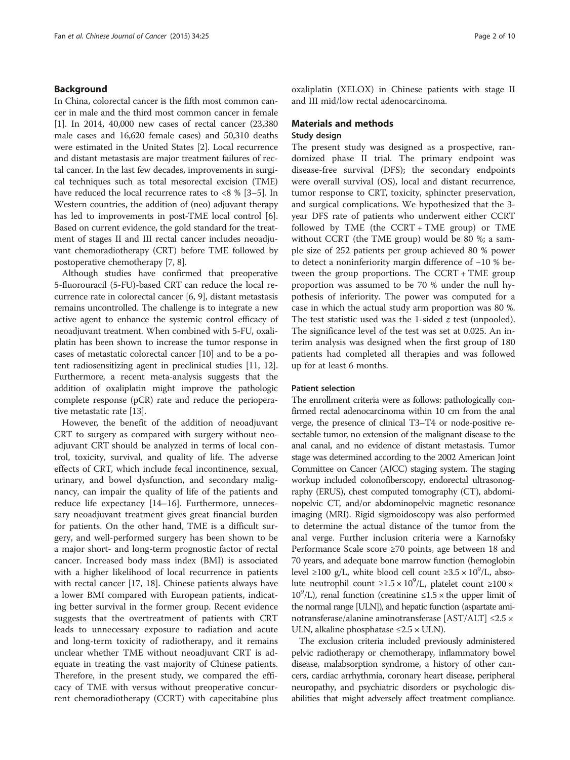## Background

In China, colorectal cancer is the fifth most common cancer in male and the third most common cancer in female [1]. In 2014, 40,000 new cases of rectal cancer (23,380 male cases and 16,620 female cases) and 50,310 deaths were estimated in the United States [2]. Local recurrence and distant metastasis are major treatment failures of rectal cancer. In the last few decades, improvements in surgical techniques such as total mesorectal excision (TME) have reduced the local recurrence rates to <8 % [3–5]. In Western countries, the addition of (neo) adjuvant therapy has led to improvements in post-TME local control [6]. Based on current evidence, the gold standard for the treatment of stages II and III rectal cancer includes neoadjuvant chemoradiotherapy (CRT) before TME followed by postoperative chemotherapy [7, 8].

Although studies have confirmed that preoperative 5-fluorouracil (5-FU)-based CRT can reduce the local recurrence rate in colorectal cancer [6, 9], distant metastasis remains uncontrolled. The challenge is to integrate a new active agent to enhance the systemic control efficacy of neoadjuvant treatment. When combined with 5-FU, oxaliplatin has been shown to increase the tumor response in cases of metastatic colorectal cancer [10] and to be a potent radiosensitizing agent in preclinical studies [11, 12]. Furthermore, a recent meta-analysis suggests that the addition of oxaliplatin might improve the pathologic complete response (pCR) rate and reduce the perioperative metastatic rate [13].

However, the benefit of the addition of neoadjuvant CRT to surgery as compared with surgery without neoadjuvant CRT should be analyzed in terms of local control, toxicity, survival, and quality of life. The adverse effects of CRT, which include fecal incontinence, sexual, urinary, and bowel dysfunction, and secondary malignancy, can impair the quality of life of the patients and reduce life expectancy [14–16]. Furthermore, unnecessary neoadjuvant treatment gives great financial burden for patients. On the other hand, TME is a difficult surgery, and well-performed surgery has been shown to be a major short- and long-term prognostic factor of rectal cancer. Increased body mass index (BMI) is associated with a higher likelihood of local recurrence in patients with rectal cancer [17, 18]. Chinese patients always have a lower BMI compared with European patients, indicating better survival in the former group. Recent evidence suggests that the overtreatment of patients with CRT leads to unnecessary exposure to radiation and acute and long-term toxicity of radiotherapy, and it remains unclear whether TME without neoadjuvant CRT is adequate in treating the vast majority of Chinese patients. Therefore, in the present study, we compared the efficacy of TME with versus without preoperative concurrent chemoradiotherapy (CCRT) with capecitabine plus oxaliplatin (XELOX) in Chinese patients with stage II and III mid/low rectal adenocarcinoma.

## Materials and methods

### Study design

The present study was designed as a prospective, randomized phase II trial. The primary endpoint was disease-free survival (DFS); the secondary endpoints were overall survival (OS), local and distant recurrence, tumor response to CRT, toxicity, sphincter preservation, and surgical complications. We hypothesized that the 3-year DFS rate of patients who underwent either CCRT followed by TME (the CCRT + TME group) or TME without CCRT (the TME group) would be 80 %; a sample size of 252 patients per group achieved 80 % power to detect a noninferiority margin difference of −10 % between the group proportions. The CCRT + TME group proportion was assumed to be 70 % under the null hypothesis of inferiority. The power was computed for a case in which the actual study arm proportion was 80 %. The test statistic used was the 1-sided $z$ test (unpooled). The significance level of the test was set at 0.025. An interim analysis was designed when the first group of 180 patients had completed all therapies and was followed up for at least 6 months.

### Patient selection

The enrollment criteria were as follows: pathologically confirmed rectal adenocarcinoma within 10 cm from the anal verge, the presence of clinical T3–T4 or node-positive resectable tumor, no extension of the malignant disease to the anal canal, and no evidence of distant metastasis. Tumor stage was determined according to the 2002 American Joint Committee on Cancer (AJCC) staging system. The staging workup included colonofiberscopy, endorectal ultrasonography (ERUS), chest computed tomography (CT), abdominopelvic CT, and/or abdominopelvic magnetic resonance imaging (MRI). Rigid sigmoidoscopy was also performed to determine the actual distance of the tumor from the anal verge. Further inclusion criteria were a Karnofsky Performance Scale score ≥70 points, age between 18 and 70 years, and adequate bone marrow function (hemoglobin level ≥100 g/L, white blood cell count $\geq 3.5 \times 10^9$/L, absolute neutrophil count $\geq 1.5 \times 10^9$/L, platelet count $\geq 100 \times 10^9$/L), renal function (creatinine ≤1.5 × the upper limit of the normal range [ULN]), and hepatic function (aspartate aminotransferase/alanine aminotransferase [AST/ALT] ≤2.5 × ULN, alkaline phosphatase ≤2.5 × ULN).

The exclusion criteria included previously administered pelvic radiotherapy or chemotherapy, inflammatory bowel disease, malabsorption syndrome, a history of other cancers, cardiac arrhythmia, coronary heart disease, peripheral neuropathy, and psychiatric disorders or psychologic disabilities that might adversely affect treatment compliance.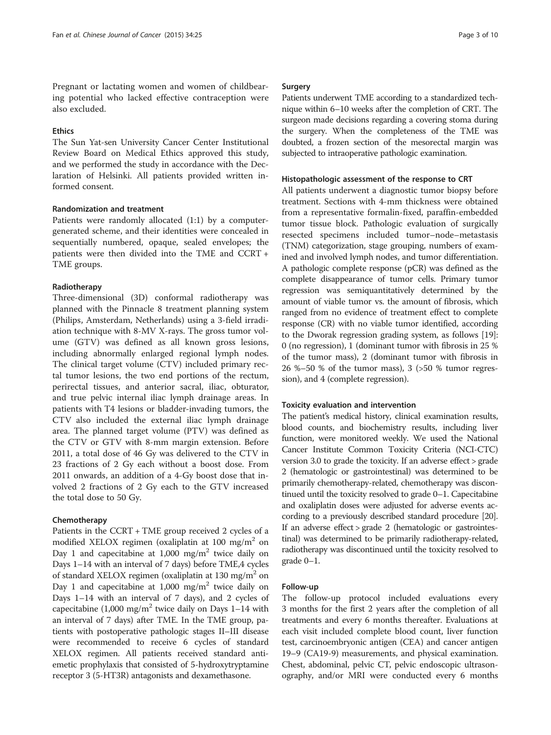Pregnant or lactating women and women of childbearing potential who lacked effective contraception were also excluded.

### Ethics

The Sun Yat-sen University Cancer Center Institutional Review Board on Medical Ethics approved this study, and we performed the study in accordance with the Declaration of Helsinki. All patients provided written informed consent.

### Randomization and treatment

Patients were randomly allocated (1:1) by a computer-generated scheme, and their identities were concealed in sequentially numbered, opaque, sealed envelopes; the patients were then divided into the TME and CCRT + TME groups.

### Radiotherapy

Three-dimensional (3D) conformal radiotherapy was planned with the Pinnacle 8 treatment planning system (Philips, Amsterdam, Netherlands) using a 3-field irradiation technique with 8-MV X-rays. The gross tumor volume (GTV) was defined as all known gross lesions, including abnormally enlarged regional lymph nodes. The clinical target volume (CTV) included primary rectal tumor lesions, the two end portions of the rectum, perirectal tissues, and anterior sacral, iliac, obturator, and true pelvic internal iliac lymph drainage areas. In patients with T4 lesions or bladder-invading tumors, the CTV also included the external iliac lymph drainage area. The planned target volume (PTV) was defined as the CTV or GTV with 8-mm margin extension. Before 2011, a total dose of 46 Gy was delivered to the CTV in 23 fractions of 2 Gy each without a boost dose. From 2011 onwards, an addition of a 4-Gy boost dose that involved 2 fractions of 2 Gy each to the GTV increased the total dose to 50 Gy.

### Chemotherapy

Patients in the CCRT + TME group received 2 cycles of a modified XELOX regimen (oxaliplatin at 100 mg/m$^2$ on Day 1 and capecitabine at 1,000 mg/m$^2$ twice daily on Days 1–14 with an interval of 7 days) before TME,4 cycles of standard XELOX regimen (oxaliplatin at 130 mg/m$^2$ on Day 1 and capecitabine at 1,000 mg/m$^2$ twice daily on Days 1–14 with an interval of 7 days), and 2 cycles of capecitabine (1,000 mg/m$^2$ twice daily on Days 1–14 with an interval of 7 days) after TME. In the TME group, patients with postoperative pathologic stages II–III disease were recommended to receive 6 cycles of standard XELOX regimen. All patients received standard antiemetic prophylaxis that consisted of 5-hydroxytryptamine receptor 3 (5-HT3R) antagonists and dexamethasone.

### Surgery

Patients underwent TME according to a standardized technique within 6–10 weeks after the completion of CRT. The surgeon made decisions regarding a covering stoma during the surgery. When the completeness of the TME was doubted, a frozen section of the mesorectal margin was subjected to intraoperative pathologic examination.

### Histopathologic assessment of the response to CRT

All patients underwent a diagnostic tumor biopsy before treatment. Sections with 4-mm thickness were obtained from a representative formalin-fixed, paraffin-embedded tumor tissue block. Pathologic evaluation of surgically resected specimens included tumor–node–metastasis (TNM) categorization, stage grouping, numbers of examined and involved lymph nodes, and tumor differentiation. A pathologic complete response (pCR) was defined as the complete disappearance of tumor cells. Primary tumor regression was semiquantitatively determined by the amount of viable tumor vs. the amount of fibrosis, which ranged from no evidence of treatment effect to complete response (CR) with no viable tumor identified, according to the Dworak regression grading system, as follows [19]: 0 (no regression), 1 (dominant tumor with fibrosis in 25 % of the tumor mass), 2 (dominant tumor with fibrosis in 26 %–50 % of the tumor mass), 3 (>50 % tumor regression), and 4 (complete regression).

### Toxicity evaluation and intervention

The patient's medical history, clinical examination results, blood counts, and biochemistry results, including liver function, were monitored weekly. We used the National Cancer Institute Common Toxicity Criteria (NCI-CTC) version 3.0 to grade the toxicity. If an adverse effect > grade 2 (hematologic or gastrointestinal) was determined to be primarily chemotherapy-related, chemotherapy was discontinued until the toxicity resolved to grade 0–1. Capecitabine and oxaliplatin doses were adjusted for adverse events according to a previously described standard procedure [20]. If an adverse effect > grade 2 (hematologic or gastrointestinal) was determined to be primarily radiotherapy-related, radiotherapy was discontinued until the toxicity resolved to grade 0–1.

### Follow-up

The follow-up protocol included evaluations every 3 months for the first 2 years after the completion of all treatments and every 6 months thereafter. Evaluations at each visit included complete blood count, liver function test, carcinoembryonic antigen (CEA) and cancer antigen 19–9 (CA19-9) measurements, and physical examination. Chest, abdominal, pelvic CT, pelvic endoscopic ultrasonography, and/or MRI were conducted every 6 months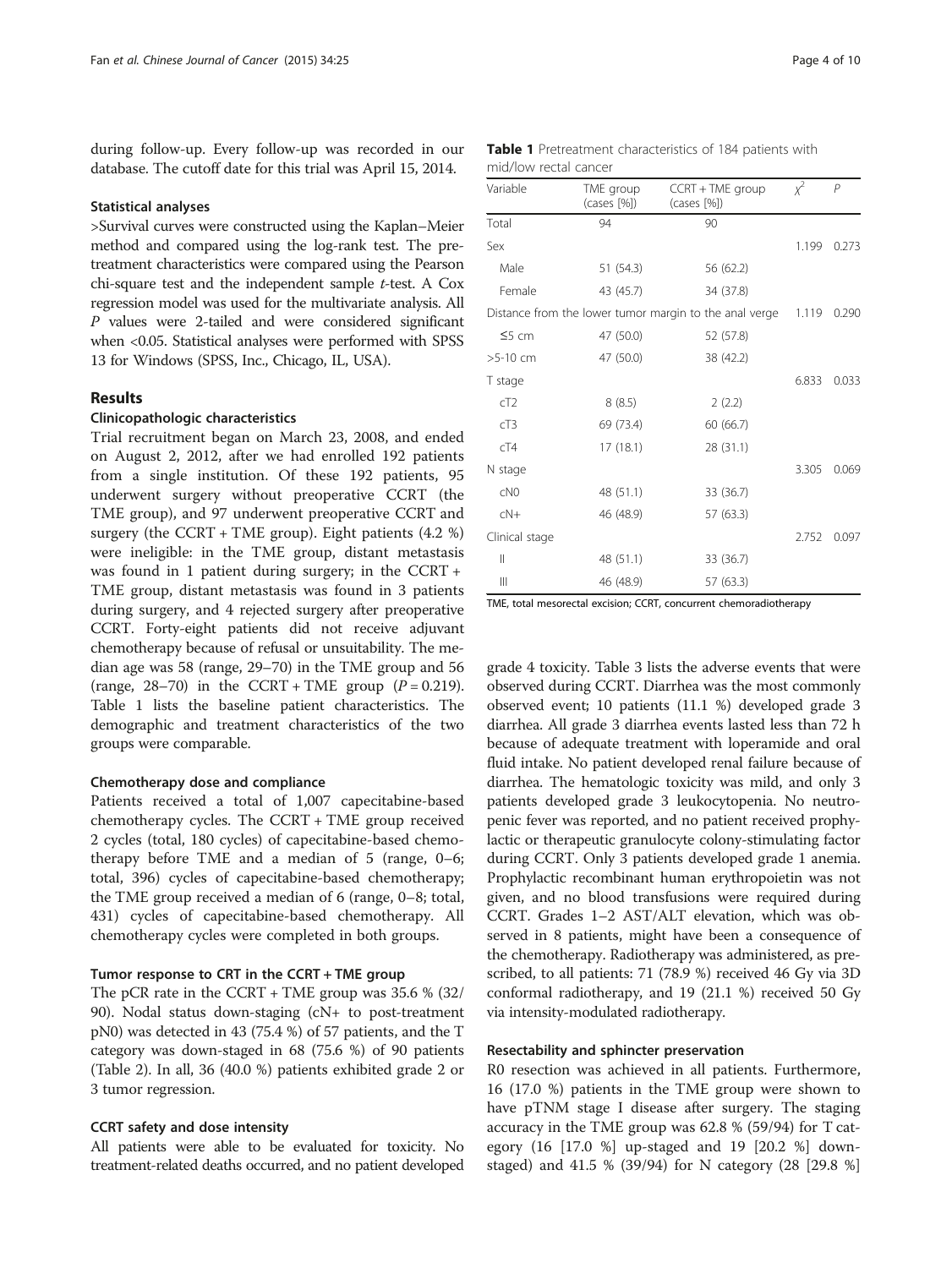during follow-up. Every follow-up was recorded in our database. The cutoff date for this trial was April 15, 2014.

### Statistical analyses

>Survival curves were constructed using the Kaplan–Meier method and compared using the log-rank test. The pretreatment characteristics were compared using the Pearson chi-square test and the independent sample *t*-test. A Cox regression model was used for the multivariate analysis. All *P* values were 2-tailed and were considered significant when <0.05. Statistical analyses were performed with SPSS 13 for Windows (SPSS, Inc., Chicago, IL, USA).

## Results

### Clinicopathologic characteristics

Trial recruitment began on March 23, 2008, and ended on August 2, 2012, after we had enrolled 192 patients from a single institution. Of these 192 patients, 95 underwent surgery without preoperative CCRT (the TME group), and 97 underwent preoperative CCRT and surgery (the CCRT + TME group). Eight patients (4.2 %) were ineligible: in the TME group, distant metastasis was found in 1 patient during surgery; in the CCRT + TME group, distant metastasis was found in 3 patients during surgery, and 4 rejected surgery after preoperative CCRT. Forty-eight patients did not receive adjuvant chemotherapy because of refusal or unsuitability. The median age was 58 (range, 29–70) in the TME group and 56 (range, 28–70) in the CCRT + TME group ($P = 0.219$). Table 1 lists the baseline patient characteristics. The demographic and treatment characteristics of the two groups were comparable.

**Table 1** Pretreatment characteristics of 184 patients with mid/low rectal cancer

| Variable | TME group (cases [%]) | CCRT + TME group (cases [%]) | $\chi^2$ | *P* |
|---|---|---|---|---|
| Total | 94 | 90 | | |
| Sex | | | 1.199 | 0.273 |
| Male | 51 (54.3) | 56 (62.2) | | |
| Female | 43 (45.7) | 34 (37.8) | | |
| Distance from the lower tumor margin to the anal verge | | | 1.119 | 0.290 |
| ≤5 cm | 47 (50.0) | 52 (57.8) | | |
| >5-10 cm | 47 (50.0) | 38 (42.2) | | |
| T stage | | | 6.833 | 0.033 |
| cT2 | 8 (8.5) | 2 (2.2) | | |
| cT3 | 69 (73.4) | 60 (66.7) | | |
| cT4 | 17 (18.1) | 28 (31.1) | | |
| N stage | | | 3.305 | 0.069 |
| cN0 | 48 (51.1) | 33 (36.7) | | |
| cN+ | 46 (48.9) | 57 (63.3) | | |
| Clinical stage | | | 2.752 | 0.097 |
| II | 48 (51.1) | 33 (36.7) | | |
| III | 46 (48.9) | 57 (63.3) | | |

TME, total mesorectal excision; CCRT, concurrent chemoradiotherapy

### Chemotherapy dose and compliance

Patients received a total of 1,007 capecitabine-based chemotherapy cycles. The CCRT + TME group received 2 cycles (total, 180 cycles) of capecitabine-based chemotherapy before TME and a median of 5 (range, 0–6; total, 396) cycles of capecitabine-based chemotherapy; the TME group received a median of 6 (range, 0–8; total, 431) cycles of capecitabine-based chemotherapy. All chemotherapy cycles were completed in both groups.

### Tumor response to CRT in the CCRT + TME group

The pCR rate in the CCRT + TME group was 35.6 % (32/90). Nodal status down-staging (cN+ to post-treatment pN0) was detected in 43 (75.4 %) of 57 patients, and the T category was down-staged in 68 (75.6 %) of 90 patients (Table 2). In all, 36 (40.0 %) patients exhibited grade 2 or 3 tumor regression.

### CCRT safety and dose intensity

All patients were able to be evaluated for toxicity. No treatment-related deaths occurred, and no patient developed grade 4 toxicity. Table 3 lists the adverse events that were observed during CCRT. Diarrhea was the most commonly observed event; 10 patients (11.1 %) developed grade 3 diarrhea. All grade 3 diarrhea events lasted less than 72 h because of adequate treatment with loperamide and oral fluid intake. No patient developed renal failure because of diarrhea. The hematologic toxicity was mild, and only 3 patients developed grade 3 leukocytopenia. No neutropenic fever was reported, and no patient received prophylactic or therapeutic granulocyte colony-stimulating factor during CCRT. Only 3 patients developed grade 1 anemia. Prophylactic recombinant human erythropoietin was not given, and no blood transfusions were required during CCRT. Grades 1–2 AST/ALT elevation, which was observed in 8 patients, might have been a consequence of the chemotherapy. Radiotherapy was administered, as prescribed, to all patients: 71 (78.9 %) received 46 Gy via 3D conformal radiotherapy, and 19 (21.1 %) received 50 Gy via intensity-modulated radiotherapy.

### Resectability and sphincter preservation

R0 resection was achieved in all patients. Furthermore, 16 (17.0 %) patients in the TME group were shown to have pTNM stage I disease after surgery. The staging accuracy in the TME group was 62.8 % (59/94) for T category (16 [17.0 %] up-staged and 19 [20.2 %] down-staged) and 41.5 % (39/94) for N category (28 [29.8 %]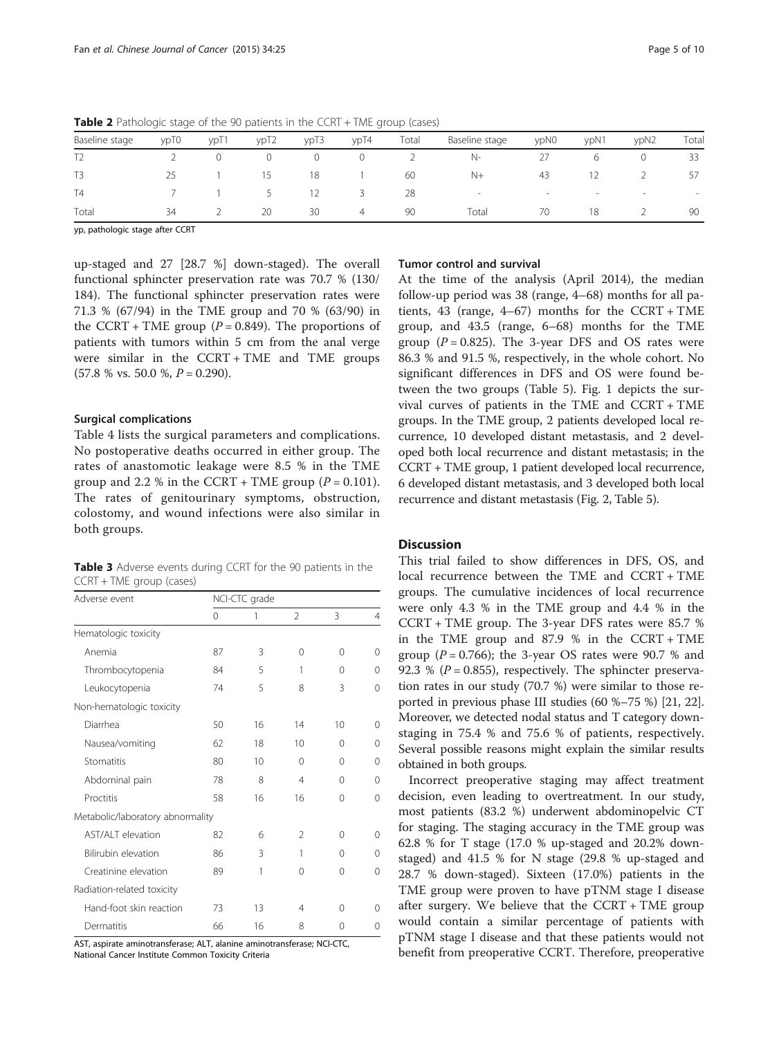**Table 2** Pathologic stage of the 90 patients in the CCRT + TME group (cases)

| Baseline stage | ypT0 | ypT1 | ypT2 | ypT3 | ypT4 | Total | Baseline stage | ypN0 | ypN1 | ypN2 | Total |
|---|---|---|---|---|---|---|---|---|---|---|---|
| T2 | 2 | 0 | 0 | 0 | 0 | 2 | N- | 27 | 6 | 0 | 33 |
| T3 | 25 | 1 | 15 | 18 | 1 | 60 | N+ | 43 | 12 | 2 | 57 |
| T4 | 7 | 1 | 5 | 12 | 3 | 28 | - | - | - | - | - |
| Total | 34 | 2 | 20 | 30 | 4 | 90 | Total | 70 | 18 | 2 | 90 |

yp, pathologic stage after CCRT

up-staged and 27 [28.7 %] down-staged). The overall functional sphincter preservation rate was 70.7 % (130/184). The functional sphincter preservation rates were 71.3 % (67/94) in the TME group and 70 % (63/90) in the CCRT + TME group ($P = 0.849$). The proportions of patients with tumors within 5 cm from the anal verge were similar in the CCRT + TME and TME groups (57.8 % vs. 50.0 %, $P = 0.290$).

### Surgical complications

Table 4 lists the surgical parameters and complications. No postoperative deaths occurred in either group. The rates of anastomotic leakage were 8.5 % in the TME group and 2.2 % in the CCRT + TME group ($P = 0.101$). The rates of genitourinary symptoms, obstruction, colostomy, and wound infections were also similar in both groups.

**Table 3** Adverse events during CCRT for the 90 patients in the CCRT + TME group (cases)

| Adverse event | NCI-CTC grade | | | | |
|---|---|---|---|---|---|
| | 0 | 1 | 2 | 3 | 4 |
| Hematologic toxicity | | | | | |
| Anemia | 87 | 3 | 0 | 0 | 0 |
| Thrombocytopenia | 84 | 5 | 1 | 0 | 0 |
| Leukocytopenia | 74 | 5 | 8 | 3 | 0 |
| Non-hematologic toxicity | | | | | |
| Diarrhea | 50 | 16 | 14 | 10 | 0 |
| Nausea/vomiting | 62 | 18 | 10 | 0 | 0 |
| Stomatitis | 80 | 10 | 0 | 0 | 0 |
| Abdominal pain | 78 | 8 | 4 | 0 | 0 |
| Proctitis | 58 | 16 | 16 | 0 | 0 |
| Metabolic/laboratory abnormality | | | | | |
| AST/ALT elevation | 82 | 6 | 2 | 0 | 0 |
| Bilirubin elevation | 86 | 3 | 1 | 0 | 0 |
| Creatinine elevation | 89 | 1 | 0 | 0 | 0 |
| Radiation-related toxicity | | | | | |
| Hand-foot skin reaction | 73 | 13 | 4 | 0 | 0 |
| Dermatitis | 66 | 16 | 8 | 0 | 0 |

AST, aspirate aminotransferase; ALT, alanine aminotransferase; NCI-CTC, National Cancer Institute Common Toxicity Criteria

### Tumor control and survival

At the time of the analysis (April 2014), the median follow-up period was 38 (range, 4–68) months for all patients, 43 (range, 4–67) months for the CCRT + TME group, and 43.5 (range, 6–68) months for the TME group ($P = 0.825$). The 3-year DFS and OS rates were 86.3 % and 91.5 %, respectively, in the whole cohort. No significant differences in DFS and OS were found between the two groups (Table 5). Fig. 1 depicts the survival curves of patients in the TME and CCRT + TME groups. In the TME group, 2 patients developed local recurrence, 10 developed distant metastasis, and 2 developed both local recurrence and distant metastasis; in the CCRT + TME group, 1 patient developed local recurrence, 6 developed distant metastasis, and 3 developed both local recurrence and distant metastasis (Fig. 2, Table 5).

## Discussion

This trial failed to show differences in DFS, OS, and local recurrence between the TME and CCRT + TME groups. The cumulative incidences of local recurrence were only 4.3 % in the TME group and 4.4 % in the CCRT + TME group. The 3-year DFS rates were 85.7 % in the TME group and 87.9 % in the CCRT + TME group ($P = 0.766$); the 3-year OS rates were 90.7 % and 92.3 % ($P = 0.855$), respectively. The sphincter preservation rates in our study (70.7 %) were similar to those reported in previous phase III studies (60 %–75 %) [21, 22]. Moreover, we detected nodal status and T category downstaging in 75.4 % and 75.6 % of patients, respectively. Several possible reasons might explain the similar results obtained in both groups.

Incorrect preoperative staging may affect treatment decision, even leading to overtreatment. In our study, most patients (83.2 %) underwent abdominopelvic CT for staging. The staging accuracy in the TME group was 62.8 % for T stage (17.0 % up-staged and 20.2% down-staged) and 41.5 % for N stage (29.8 % up-staged and 28.7 % down-staged). Sixteen (17.0%) patients in the TME group were proven to have pTNM stage I disease after surgery. We believe that the CCRT + TME group would contain a similar percentage of patients with pTNM stage I disease and that these patients would not benefit from preoperative CCRT. Therefore, preoperative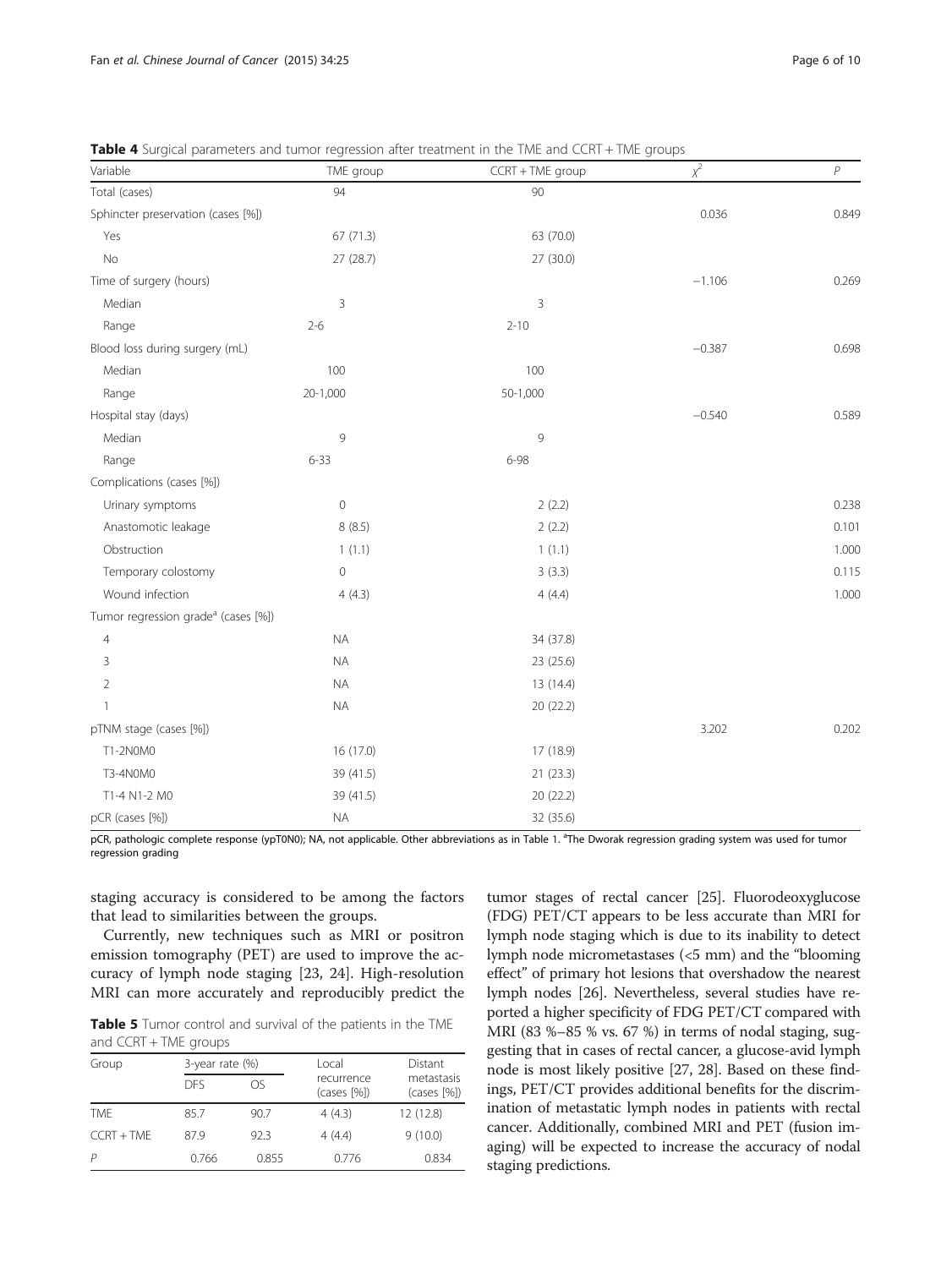**Table 4** Surgical parameters and tumor regression after treatment in the TME and CCRT + TME groups

| Variable | TME group | CCRT + TME group | $\chi^2$ | $P$ |
|---|---|---|---|---|
| Total (cases) | 94 | 90 | | |
| Sphincter preservation (cases [%]) | | | 0.036 | 0.849 |
| Yes | 67 (71.3) | 63 (70.0) | | |
| No | 27 (28.7) | 27 (30.0) | | |
| Time of surgery (hours) | | | −1.106 | 0.269 |
| Median | 3 | 3 | | |
| Range | 2-6 | 2-10 | | |
| Blood loss during surgery (mL) | | | −0.387 | 0.698 |
| Median | 100 | 100 | | |
| Range | 20-1,000 | 50-1,000 | | |
| Hospital stay (days) | | | −0.540 | 0.589 |
| Median | 9 | 9 | | |
| Range | 6-33 | 6-98 | | |
| Complications (cases [%]) | | | | |
| Urinary symptoms | 0 | 2 (2.2) | | 0.238 |
| Anastomotic leakage | 8 (8.5) | 2 (2.2) | | 0.101 |
| Obstruction | 1 (1.1) | 1 (1.1) | | 1.000 |
| Temporary colostomy | 0 | 3 (3.3) | | 0.115 |
| Wound infection | 4 (4.3) | 4 (4.4) | | 1.000 |
| Tumor regression grade[a] (cases [%]) | | | | |
| 4 | NA | 34 (37.8) | | |
| 3 | NA | 23 (25.6) | | |
| 2 | NA | 13 (14.4) | | |
| 1 | NA | 20 (22.2) | | |
| pTNM stage (cases [%]) | | | 3.202 | 0.202 |
| T1-2N0M0 | 16 (17.0) | 17 (18.9) | | |
| T3-4N0M0 | 39 (41.5) | 21 (23.3) | | |
| T1-4 N1-2 M0 | 39 (41.5) | 20 (22.2) | | |
| pCR (cases [%]) | NA | 32 (35.6) | | |

pCR, pathologic complete response (ypT0N0); NA, not applicable. Other abbreviations as in Table 1. [a]The Dworak regression grading system was used for tumor regression grading

staging accuracy is considered to be among the factors that lead to similarities between the groups.

Currently, new techniques such as MRI or positron emission tomography (PET) are used to improve the accuracy of lymph node staging [23, 24]. High-resolution MRI can more accurately and reproducibly predict the tumor stages of rectal cancer [25]. Fluorodeoxyglucose (FDG) PET/CT appears to be less accurate than MRI for lymph node staging which is due to its inability to detect lymph node micrometastases (<5 mm) and the "blooming effect" of primary hot lesions that overshadow the nearest lymph nodes [26]. Nevertheless, several studies have reported a higher specificity of FDG PET/CT compared with MRI (83 %–85 % vs. 67 %) in terms of nodal staging, suggesting that in cases of rectal cancer, a glucose-avid lymph node is most likely positive [27, 28]. Based on these findings, PET/CT provides additional benefits for the discrimination of metastatic lymph nodes in patients with rectal cancer. Additionally, combined MRI and PET (fusion imaging) will be expected to increase the accuracy of nodal staging predictions.

**Table 5** Tumor control and survival of the patients in the TME and CCRT + TME groups

| Group | 3-year rate (%) | | Local recurrence (cases [%]) | Distant metastasis (cases [%]) |
|---|---|---|---|---|
| | DFS | OS | | |
| TME | 85.7 | 90.7 | 4 (4.3) | 12 (12.8) |
| CCRT + TME | 87.9 | 92.3 | 4 (4.4) | 9 (10.0) |
| $P$ | 0.766 | 0.855 | 0.776 | 0.834 |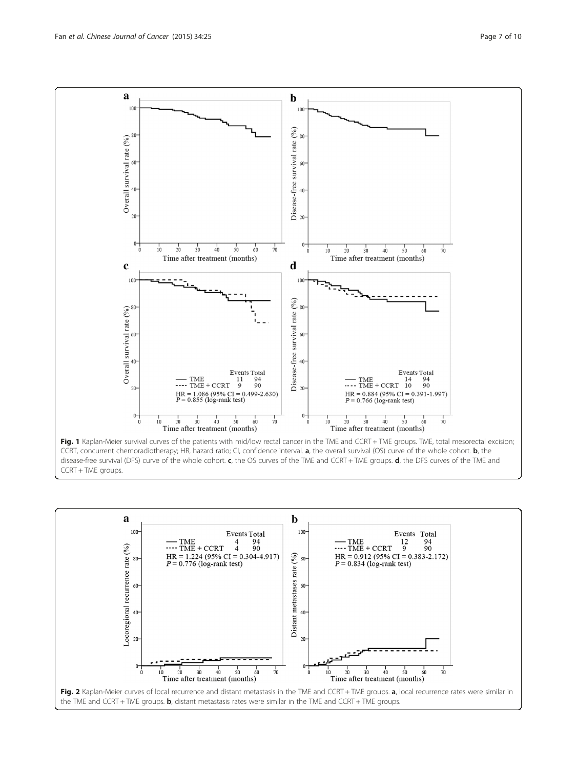**Fig. 1** Kaplan-Meier survival curves of the patients with mid/low rectal cancer in the TME and CCRT + TME groups. TME, total mesorectal excision; CCRT, concurrent chemoradiotherapy; HR, hazard ratio; CI, confidence interval. **a**, the overall survival (OS) curve of the whole cohort. **b**, the disease-free survival (DFS) curve of the whole cohort. **c**, the OS curves of the TME and CCRT + TME groups. **d**, the DFS curves of the TME and CCRT + TME groups.

**Fig. 2** Kaplan-Meier curves of local recurrence and distant metastasis in the TME and CCRT + TME groups. **a**, local recurrence rates were similar in the TME and CCRT + TME groups. **b**, distant metastasis rates were similar in the TME and CCRT + TME groups.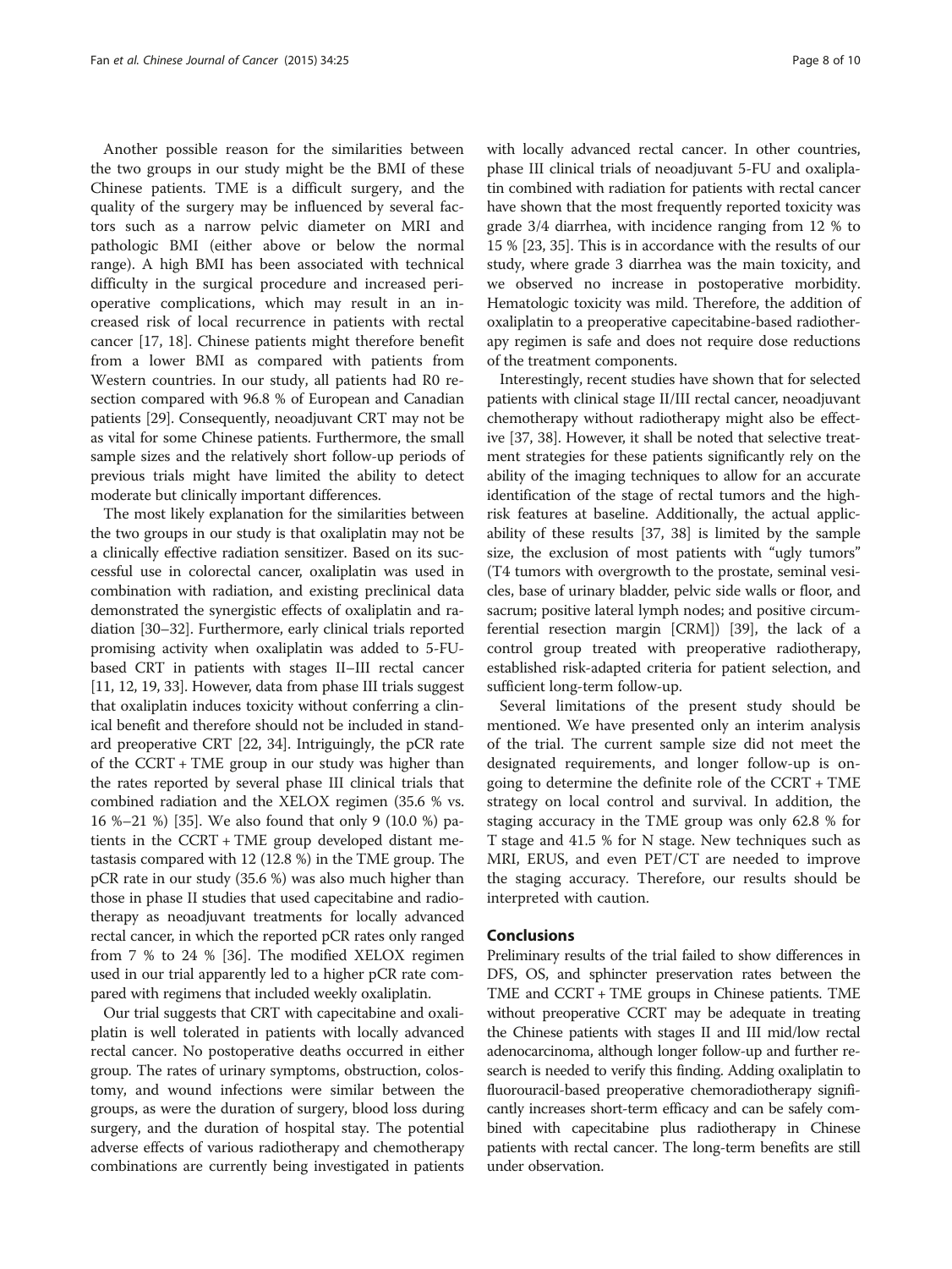Another possible reason for the similarities between the two groups in our study might be the BMI of these Chinese patients. TME is a difficult surgery, and the quality of the surgery may be influenced by several factors such as a narrow pelvic diameter on MRI and pathologic BMI (either above or below the normal range). A high BMI has been associated with technical difficulty in the surgical procedure and increased perioperative complications, which may result in an increased risk of local recurrence in patients with rectal cancer [17, 18]. Chinese patients might therefore benefit from a lower BMI as compared with patients from Western countries. In our study, all patients had R0 resection compared with 96.8 % of European and Canadian patients [29]. Consequently, neoadjuvant CRT may not be as vital for some Chinese patients. Furthermore, the small sample sizes and the relatively short follow-up periods of previous trials might have limited the ability to detect moderate but clinically important differences.

The most likely explanation for the similarities between the two groups in our study is that oxaliplatin may not be a clinically effective radiation sensitizer. Based on its successful use in colorectal cancer, oxaliplatin was used in combination with radiation, and existing preclinical data demonstrated the synergistic effects of oxaliplatin and radiation [30–32]. Furthermore, early clinical trials reported promising activity when oxaliplatin was added to 5-FU-based CRT in patients with stages II–III rectal cancer [11, 12, 19, 33]. However, data from phase III trials suggest that oxaliplatin induces toxicity without conferring a clinical benefit and therefore should not be included in standard preoperative CRT [22, 34]. Intriguingly, the pCR rate of the CCRT + TME group in our study was higher than the rates reported by several phase III clinical trials that combined radiation and the XELOX regimen (35.6 % vs. 16 %–21 %) [35]. We also found that only 9 (10.0 %) patients in the CCRT + TME group developed distant metastasis compared with 12 (12.8 %) in the TME group. The pCR rate in our study (35.6 %) was also much higher than those in phase II studies that used capecitabine and radiotherapy as neoadjuvant treatments for locally advanced rectal cancer, in which the reported pCR rates only ranged from 7 % to 24 % [36]. The modified XELOX regimen used in our trial apparently led to a higher pCR rate compared with regimens that included weekly oxaliplatin.

Our trial suggests that CRT with capecitabine and oxaliplatin is well tolerated in patients with locally advanced rectal cancer. No postoperative deaths occurred in either group. The rates of urinary symptoms, obstruction, colostomy, and wound infections were similar between the groups, as were the duration of surgery, blood loss during surgery, and the duration of hospital stay. The potential adverse effects of various radiotherapy and chemotherapy combinations are currently being investigated in patients with locally advanced rectal cancer. In other countries, phase III clinical trials of neoadjuvant 5-FU and oxaliplatin combined with radiation for patients with rectal cancer have shown that the most frequently reported toxicity was grade 3/4 diarrhea, with incidence ranging from 12 % to 15 % [23, 35]. This is in accordance with the results of our study, where grade 3 diarrhea was the main toxicity, and we observed no increase in postoperative morbidity. Hematologic toxicity was mild. Therefore, the addition of oxaliplatin to a preoperative capecitabine-based radiotherapy regimen is safe and does not require dose reductions of the treatment components.

Interestingly, recent studies have shown that for selected patients with clinical stage II/III rectal cancer, neoadjuvant chemotherapy without radiotherapy might also be effective [37, 38]. However, it shall be noted that selective treatment strategies for these patients significantly rely on the ability of the imaging techniques to allow for an accurate identification of the stage of rectal tumors and the high-risk features at baseline. Additionally, the actual applicability of these results [37, 38] is limited by the sample size, the exclusion of most patients with "ugly tumors" (T4 tumors with overgrowth to the prostate, seminal vesicles, base of urinary bladder, pelvic side walls or floor, and sacrum; positive lateral lymph nodes; and positive circumferential resection margin [CRM]) [39], the lack of a control group treated with preoperative radiotherapy, established risk-adapted criteria for patient selection, and sufficient long-term follow-up.

Several limitations of the present study should be mentioned. We have presented only an interim analysis of the trial. The current sample size did not meet the designated requirements, and longer follow-up is ongoing to determine the definite role of the CCRT + TME strategy on local control and survival. In addition, the staging accuracy in the TME group was only 62.8 % for T stage and 41.5 % for N stage. New techniques such as MRI, ERUS, and even PET/CT are needed to improve the staging accuracy. Therefore, our results should be interpreted with caution.

## Conclusions

Preliminary results of the trial failed to show differences in DFS, OS, and sphincter preservation rates between the TME and CCRT + TME groups in Chinese patients. TME without preoperative CCRT may be adequate in treating the Chinese patients with stages II and III mid/low rectal adenocarcinoma, although longer follow-up and further research is needed to verify this finding. Adding oxaliplatin to fluorouracil-based preoperative chemoradiotherapy significantly increases short-term efficacy and can be safely combined with capecitabine plus radiotherapy in Chinese patients with rectal cancer. The long-term benefits are still under observation.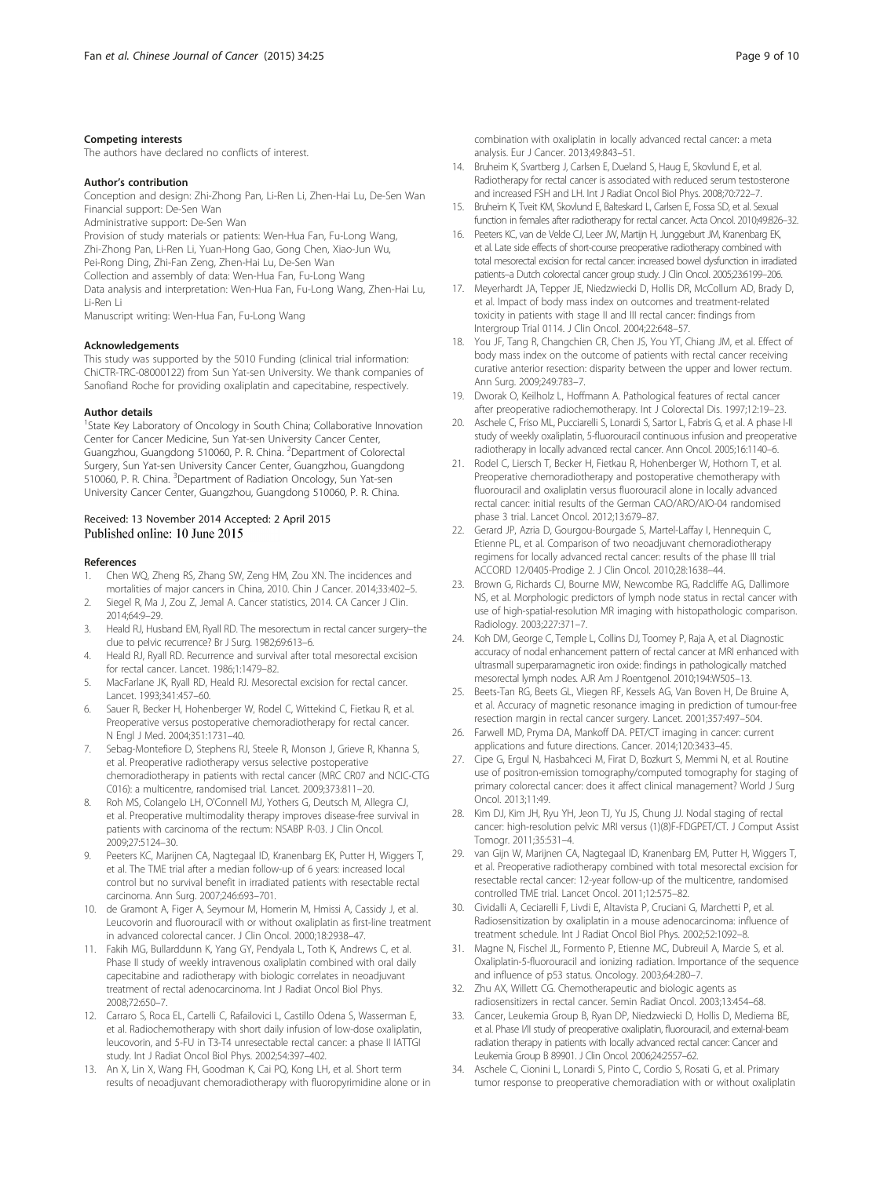#### Competing interests

The authors have declared no conflicts of interest.

#### Author's contribution

Conception and design: Zhi-Zhong Pan, Li-Ren Li, Zhen-Hai Lu, De-Sen Wan
Financial support: De-Sen Wan
Administrative support: De-Sen Wan
Provision of study materials or patients: Wen-Hua Fan, Fu-Long Wang, Zhi-Zhong Pan, Li-Ren Li, Yuan-Hong Gao, Gong Chen, Xiao-Jun Wu, Pei-Rong Ding, Zhi-Fan Zeng, Zhen-Hai Lu, De-Sen Wan
Collection and assembly of data: Wen-Hua Fan, Fu-Long Wang
Data analysis and interpretation: Wen-Hua Fan, Fu-Long Wang, Zhen-Hai Lu, Li-Ren Li
Manuscript writing: Wen-Hua Fan, Fu-Long Wang

#### Acknowledgements

This study was supported by the 5010 Funding (clinical trial information: ChiCTR-TRC-08000122) from Sun Yat-sen University. We thank companies of Sanofiand Roche for providing oxaliplatin and capecitabine, respectively.

#### Author details

[1]State Key Laboratory of Oncology in South China; Collaborative Innovation Center for Cancer Medicine, Sun Yat-sen University Cancer Center, Guangzhou, Guangdong 510060, P. R. China. [2]Department of Colorectal Surgery, Sun Yat-sen University Cancer Center, Guangzhou, Guangdong 510060, P. R. China. [3]Department of Radiation Oncology, Sun Yat-sen University Cancer Center, Guangzhou, Guangdong 510060, P. R. China.

Received: 13 November 2014 Accepted: 2 April 2015
Published online: 10 June 2015

#### References

1. Chen WQ, Zheng RS, Zhang SW, Zeng HM, Zou XN. The incidences and mortalities of major cancers in China, 2010. Chin J Cancer. 2014;33:402–5.
2. Siegel R, Ma J, Zou Z, Jemal A. Cancer statistics, 2014. CA Cancer J Clin. 2014;64:9–29.
3. Heald RJ, Husband EM, Ryall RD. The mesorectum in rectal cancer surgery–the clue to pelvic recurrence? Br J Surg. 1982;69:613–6.
4. Heald RJ, Ryall RD. Recurrence and survival after total mesorectal excision for rectal cancer. Lancet. 1986;1:1479–82.
5. MacFarlane JK, Ryall RD, Heald RJ. Mesorectal excision for rectal cancer. Lancet. 1993;341:457–60.
6. Sauer R, Becker H, Hohenberger W, Rodel C, Wittekind C, Fietkau R, et al. Preoperative versus postoperative chemoradiotherapy for rectal cancer. N Engl J Med. 2004;351:1731–40.
7. Sebag-Montefiore D, Stephens RJ, Steele R, Monson J, Grieve R, Khanna S, et al. Preoperative radiotherapy versus selective postoperative chemoradiotherapy in patients with rectal cancer (MRC CR07 and NCIC-CTG C016): a multicentre, randomised trial. Lancet. 2009;373:811–20.
8. Roh MS, Colangelo LH, O'Connell MJ, Yothers G, Deutsch M, Allegra CJ, et al. Preoperative multimodality therapy improves disease-free survival in patients with carcinoma of the rectum: NSABP R-03. J Clin Oncol. 2009;27:5124–30.
9. Peeters KC, Marijnen CA, Nagtegaal ID, Kranenbarg EK, Putter H, Wiggers T, et al. The TME trial after a median follow-up of 6 years: increased local control but no survival benefit in irradiated patients with resectable rectal carcinoma. Ann Surg. 2007;246:693–701.
10. de Gramont A, Figer A, Seymour M, Homerin M, Hmissi A, Cassidy J, et al. Leucovorin and fluorouracil with or without oxaliplatin as first-line treatment in advanced colorectal cancer. J Clin Oncol. 2000;18:2938–47.
11. Fakih MG, Bullarddunn K, Yang GY, Pendyala L, Toth K, Andrews C, et al. Phase II study of weekly intravenous oxaliplatin combined with oral daily capecitabine and radiotherapy with biologic correlates in neoadjuvant treatment of rectal adenocarcinoma. Int J Radiat Oncol Biol Phys. 2008;72:650–7.
12. Carraro S, Roca EL, Cartelli C, Rafailovici L, Castillo Odena S, Wasserman E, et al. Radiochemotherapy with short daily infusion of low-dose oxaliplatin, leucovorin, and 5-FU in T3-T4 unresectable rectal cancer: a phase II IATTGI study. Int J Radiat Oncol Biol Phys. 2002;54:397–402.
13. An X, Lin X, Wang FH, Goodman K, Cai PQ, Kong LH, et al. Short term results of neoadjuvant chemoradiotherapy with fluoropyrimidine alone or in combination with oxaliplatin in locally advanced rectal cancer: a meta analysis. Eur J Cancer. 2013;49:843–51.
14. Bruheim K, Svartberg J, Carlsen E, Dueland S, Haug E, Skovlund E, et al. Radiotherapy for rectal cancer is associated with reduced serum testosterone and increased FSH and LH. Int J Radiat Oncol Biol Phys. 2008;70:722–7.
15. Bruheim K, Tveit KM, Skovlund E, Balteskard L, Carlsen E, Fossa SD, et al. Sexual function in females after radiotherapy for rectal cancer. Acta Oncol. 2010;49:826–32.
16. Peeters KC, van de Velde CJ, Leer JW, Martijn H, Junggeburt JM, Kranenbarg EK, et al. Late side effects of short-course preoperative radiotherapy combined with total mesorectal excision for rectal cancer: increased bowel dysfunction in irradiated patients–a Dutch colorectal cancer group study. J Clin Oncol. 2005;23:6199–206.
17. Meyerhardt JA, Tepper JE, Niedzwiecki D, Hollis DR, McCollum AD, Brady D, et al. Impact of body mass index on outcomes and treatment-related toxicity in patients with stage II and III rectal cancer: findings from Intergroup Trial 0114. J Clin Oncol. 2004;22:648–57.
18. You JF, Tang R, Changchien CR, Chen JS, You YT, Chiang JM, et al. Effect of body mass index on the outcome of patients with rectal cancer receiving curative anterior resection: disparity between the upper and lower rectum. Ann Surg. 2009;249:783–7.
19. Dworak O, Keilholz L, Hoffmann A. Pathological features of rectal cancer after preoperative radiochemotherapy. Int J Colorectal Dis. 1997;12:19–23.
20. Aschele C, Friso ML, Pucciarelli S, Lonardi S, Sartor L, Fabris G, et al. A phase I-II study of weekly oxaliplatin, 5-fluorouracil continuous infusion and preoperative radiotherapy in locally advanced rectal cancer. Ann Oncol. 2005;16:1140–6.
21. Rodel C, Liersch T, Becker H, Fietkau R, Hohenberger W, Hothorn T, et al. Preoperative chemoradiotherapy and postoperative chemotherapy with fluorouracil and oxaliplatin versus fluorouracil alone in locally advanced rectal cancer: initial results of the German CAO/ARO/AIO-04 randomised phase 3 trial. Lancet Oncol. 2012;13:679–87.
22. Gerard JP, Azria D, Gourgou-Bourgade S, Martel-Laffay I, Hennequin C, Etienne PL, et al. Comparison of two neoadjuvant chemoradiotherapy regimens for locally advanced rectal cancer: results of the phase III trial ACCORD 12/0405-Prodige 2. J Clin Oncol. 2010;28:1638–44.
23. Brown G, Richards CJ, Bourne MW, Newcombe RG, Radcliffe AG, Dallimore NS, et al. Morphologic predictors of lymph node status in rectal cancer with use of high-spatial-resolution MR imaging with histopathologic comparison. Radiology. 2003;227:371–7.
24. Koh DM, George C, Temple L, Collins DJ, Toomey P, Raja A, et al. Diagnostic accuracy of nodal enhancement pattern of rectal cancer at MRI enhanced with ultrasmall superparamagnetic iron oxide: findings in pathologically matched mesorectal lymph nodes. AJR Am J Roentgenol. 2010;194:W505–13.
25. Beets-Tan RG, Beets GL, Vliegen RF, Kessels AG, Van Boven H, De Bruine A, et al. Accuracy of magnetic resonance imaging in prediction of tumour-free resection margin in rectal cancer surgery. Lancet. 2001;357:497–504.
26. Farwell MD, Pryma DA, Mankoff DA. PET/CT imaging in cancer: current applications and future directions. Cancer. 2014;120:3433–45.
27. Cipe G, Ergul N, Hasbahceci M, Firat D, Bozkurt S, Memmi N, et al. Routine use of positron-emission tomography/computed tomography for staging of primary colorectal cancer: does it affect clinical management? World J Surg Oncol. 2013;11:49.
28. Kim DJ, Kim JH, Ryu YH, Jeon TJ, Yu JS, Chung JJ. Nodal staging of rectal cancer: high-resolution pelvic MRI versus (1)(8)F-FDGPET/CT. J Comput Assist Tomogr. 2011;35:531–4.
29. van Gijn W, Marijnen CA, Nagtegaal ID, Kranenbarg EM, Putter H, Wiggers T, et al. Preoperative radiotherapy combined with total mesorectal excision for resectable rectal cancer: 12-year follow-up of the multicentre, randomised controlled TME trial. Lancet Oncol. 2011;12:575–82.
30. Cividalli A, Ceciarelli F, Livdi E, Altavista P, Cruciani G, Marchetti P, et al. Radiosensitization by oxaliplatin in a mouse adenocarcinoma: influence of treatment schedule. Int J Radiat Oncol Biol Phys. 2002;52:1092–8.
31. Magne N, Fischel JL, Formento P, Etienne MC, Dubreuil A, Marcie S, et al. Oxaliplatin-5-fluorouracil and ionizing radiation. Importance of the sequence and influence of p53 status. Oncology. 2003;64:280–7.
32. Zhu AX, Willett CG. Chemotherapeutic and biologic agents as radiosensitizers in rectal cancer. Semin Radiat Oncol. 2003;13:454–68.
33. Cancer, Leukemia Group B, Ryan DP, Niedzwiecki D, Hollis D, Mediema BE, et al. Phase I/II study of preoperative oxaliplatin, fluorouracil, and external-beam radiation therapy in patients with locally advanced rectal cancer: Cancer and Leukemia Group B 89901. J Clin Oncol. 2006;24:2557–62.
34. Aschele C, Cionini L, Lonardi S, Pinto C, Cordio S, Rosati G, et al. Primary tumor response to preoperative chemoradiation with or without oxaliplatin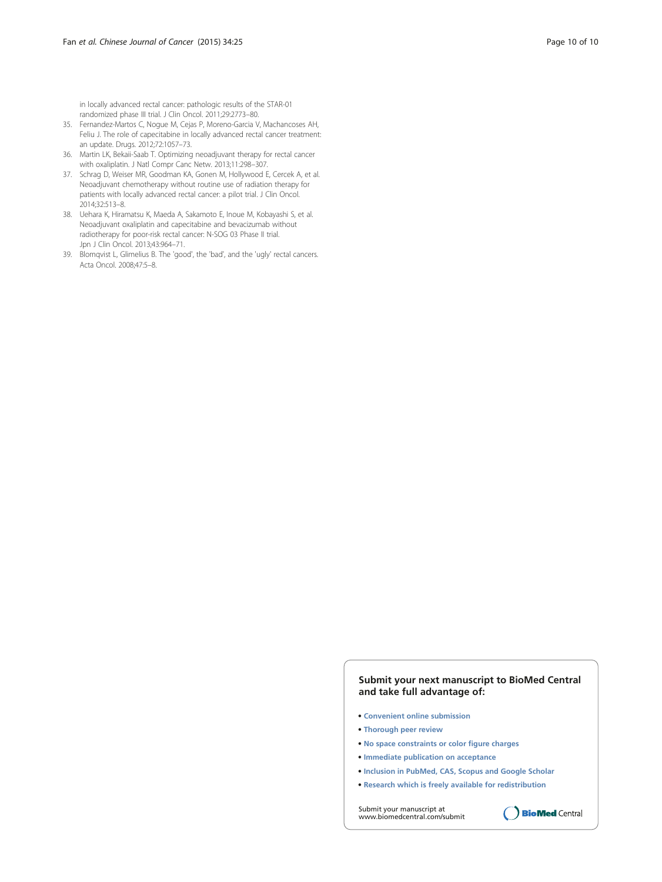in locally advanced rectal cancer: pathologic results of the STAR-01 randomized phase III trial. J Clin Oncol. 2011;29:2773–80.

35. Fernandez-Martos C, Nogue M, Cejas P, Moreno-Garcia V, Machancoses AH, Feliu J. The role of capecitabine in locally advanced rectal cancer treatment: an update. Drugs. 2012;72:1057–73.
36. Martin LK, Bekaii-Saab T. Optimizing neoadjuvant therapy for rectal cancer with oxaliplatin. J Natl Compr Canc Netw. 2013;11:298–307.
37. Schrag D, Weiser MR, Goodman KA, Gonen M, Hollywood E, Cercek A, et al. Neoadjuvant chemotherapy without routine use of radiation therapy for patients with locally advanced rectal cancer: a pilot trial. J Clin Oncol. 2014;32:513–8.
38. Uehara K, Hiramatsu K, Maeda A, Sakamoto E, Inoue M, Kobayashi S, et al. Neoadjuvant oxaliplatin and capecitabine and bevacizumab without radiotherapy for poor-risk rectal cancer: N-SOG 03 Phase II trial. Jpn J Clin Oncol. 2013;43:964–71.
39. Blomqvist L, Glimelius B. The 'good', the 'bad', and the 'ugly' rectal cancers. Acta Oncol. 2008;47:5–8.

**Submit your next manuscript to BioMed Central and take full advantage of:**

- **Convenient online submission**
- **Thorough peer review**
- **No space constraints or color figure charges**
- **Immediate publication on acceptance**
- **Inclusion in PubMed, CAS, Scopus and Google Scholar**
- **Research which is freely available for redistribution**

Submit your manuscript at
www.biomedcentral.com/submit

BioMed Central